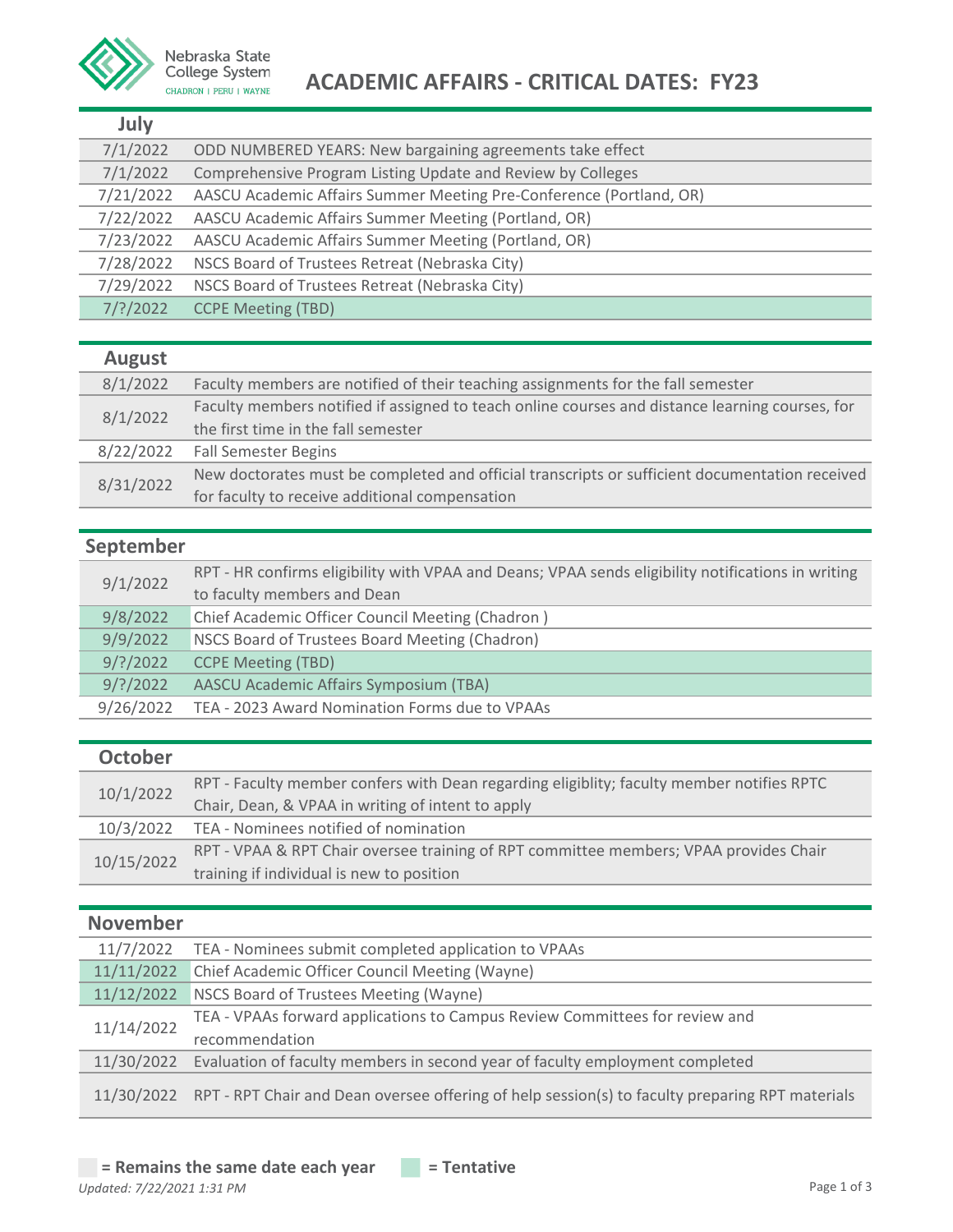Nebraska State College System
CHADRON | PERU | WAYNE

# ACADEMIC AFFAIRS - CRITICAL DATES: FY23

## July

| Date | Event |
|---|---|
| 7/1/2022 | ODD NUMBERED YEARS: New bargaining agreements take effect |
| 7/1/2022 | Comprehensive Program Listing Update and Review by Colleges |
| 7/21/2022 | AASCU Academic Affairs Summer Meeting Pre-Conference (Portland, OR) |
| 7/22/2022 | AASCU Academic Affairs Summer Meeting (Portland, OR) |
| 7/23/2022 | AASCU Academic Affairs Summer Meeting (Portland, OR) |
| 7/28/2022 | NSCS Board of Trustees Retreat (Nebraska City) |
| 7/29/2022 | NSCS Board of Trustees Retreat (Nebraska City) |
| 7/?/2022 | CCPE Meeting (TBD) |

## August

| Date | Event |
|---|---|
| 8/1/2022 | Faculty members are notified of their teaching assignments for the fall semester |
| 8/1/2022 | Faculty members notified if assigned to teach online courses and distance learning courses, for the first time in the fall semester |
| 8/22/2022 | Fall Semester Begins |
| 8/31/2022 | New doctorates must be completed and official transcripts or sufficient documentation received for faculty to receive additional compensation |

## September

| Date | Event |
|---|---|
| 9/1/2022 | RPT - HR confirms eligibility with VPAA and Deans; VPAA sends eligibility notifications in writing to faculty members and Dean |
| 9/8/2022 | Chief Academic Officer Council Meeting (Chadron ) |
| 9/9/2022 | NSCS Board of Trustees Board Meeting (Chadron) |
| 9/?/2022 | CCPE Meeting (TBD) |
| 9/?/2022 | AASCU Academic Affairs Symposium (TBA) |
| 9/26/2022 | TEA - 2023 Award Nomination Forms due to VPAAs |

## October

| Date | Event |
|---|---|
| 10/1/2022 | RPT - Faculty member confers with Dean regarding eligiblity; faculty member notifies RPTC Chair, Dean, & VPAA in writing of intent to apply |
| 10/3/2022 | TEA - Nominees notified of nomination |
| 10/15/2022 | RPT - VPAA & RPT Chair oversee training of RPT committee members; VPAA provides Chair training if individual is new to position |

## November

| Date | Event |
|---|---|
| 11/7/2022 | TEA - Nominees submit completed application to VPAAs |
| 11/11/2022 | Chief Academic Officer Council Meeting (Wayne) |
| 11/12/2022 | NSCS Board of Trustees Meeting (Wayne) |
| 11/14/2022 | TEA - VPAAs forward applications to Campus Review Committees for review and recommendation |
| 11/30/2022 | Evaluation of faculty members in second year of faculty employment completed |
| 11/30/2022 | RPT - RPT Chair and Dean oversee offering of help session(s) to faculty preparing RPT materials |

**= Remains the same date each year** **= Tentative**

*Updated: 7/22/2021 1:31 PM*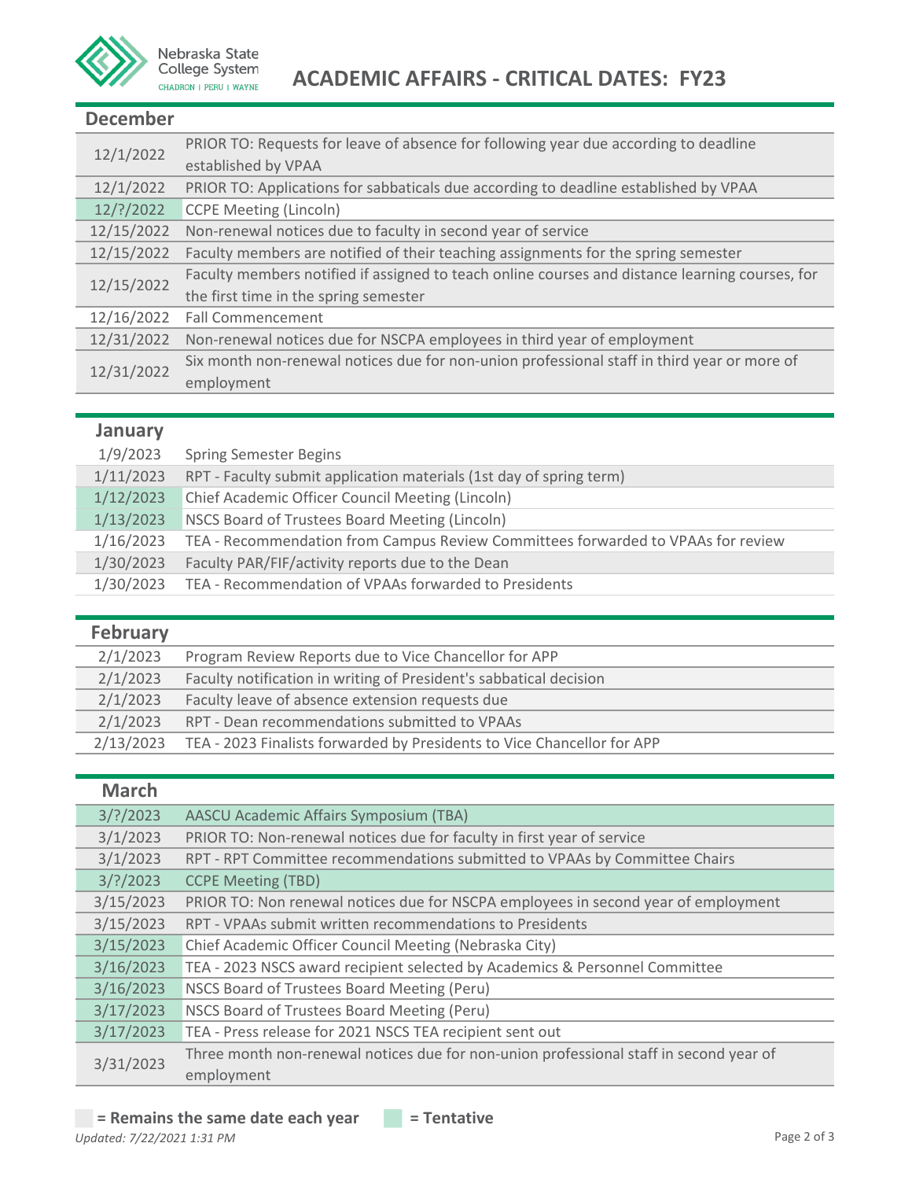# ACADEMIC AFFAIRS - CRITICAL DATES: FY23

## December

| Date | Event |
|---|---|
| 12/1/2022 | PRIOR TO: Requests for leave of absence for following year due according to deadline established by VPAA |
| 12/1/2022 | PRIOR TO: Applications for sabbaticals due according to deadline established by VPAA |
| 12/?/2022 | CCPE Meeting (Lincoln) |
| 12/15/2022 | Non-renewal notices due to faculty in second year of service |
| 12/15/2022 | Faculty members are notified of their teaching assignments for the spring semester |
| 12/15/2022 | Faculty members notified if assigned to teach online courses and distance learning courses, for the first time in the spring semester |
| 12/16/2022 | Fall Commencement |
| 12/31/2022 | Non-renewal notices due for NSCPA employees in third year of employment |
| 12/31/2022 | Six month non-renewal notices due for non-union professional staff in third year or more of employment |

## January

| Date | Event |
|---|---|
| 1/9/2023 | Spring Semester Begins |
| 1/11/2023 | RPT - Faculty submit application materials (1st day of spring term) |
| 1/12/2023 | Chief Academic Officer Council Meeting (Lincoln) |
| 1/13/2023 | NSCS Board of Trustees Board Meeting (Lincoln) |
| 1/16/2023 | TEA - Recommendation from Campus Review Committees forwarded to VPAAs for review |
| 1/30/2023 | Faculty PAR/FIF/activity reports due to the Dean |
| 1/30/2023 | TEA - Recommendation of VPAAs forwarded to Presidents |

## February

| Date | Event |
|---|---|
| 2/1/2023 | Program Review Reports due to Vice Chancellor for APP |
| 2/1/2023 | Faculty notification in writing of President's sabbatical decision |
| 2/1/2023 | Faculty leave of absence extension requests due |
| 2/1/2023 | RPT - Dean recommendations submitted to VPAAs |
| 2/13/2023 | TEA - 2023 Finalists forwarded by Presidents to Vice Chancellor for APP |

## March

| Date | Event |
|---|---|
| 3/?/2023 | AASCU Academic Affairs Symposium (TBA) |
| 3/1/2023 | PRIOR TO: Non-renewal notices due for faculty in first year of service |
| 3/1/2023 | RPT - RPT Committee recommendations submitted to VPAAs by Committee Chairs |
| 3/?/2023 | CCPE Meeting (TBD) |
| 3/15/2023 | PRIOR TO: Non renewal notices due for NSCPA employees in second year of employment |
| 3/15/2023 | RPT - VPAAs submit written recommendations to Presidents |
| 3/15/2023 | Chief Academic Officer Council Meeting (Nebraska City) |
| 3/16/2023 | TEA - 2023 NSCS award recipient selected by Academics & Personnel Committee |
| 3/16/2023 | NSCS Board of Trustees Board Meeting (Peru) |
| 3/17/2023 | NSCS Board of Trustees Board Meeting (Peru) |
| 3/17/2023 | TEA - Press release for 2021 NSCS TEA recipient sent out |
| 3/31/2023 | Three month non-renewal notices due for non-union professional staff in second year of employment |

**= Remains the same date each year** **= Tentative**

*Updated: 7/22/2021 1:31 PM*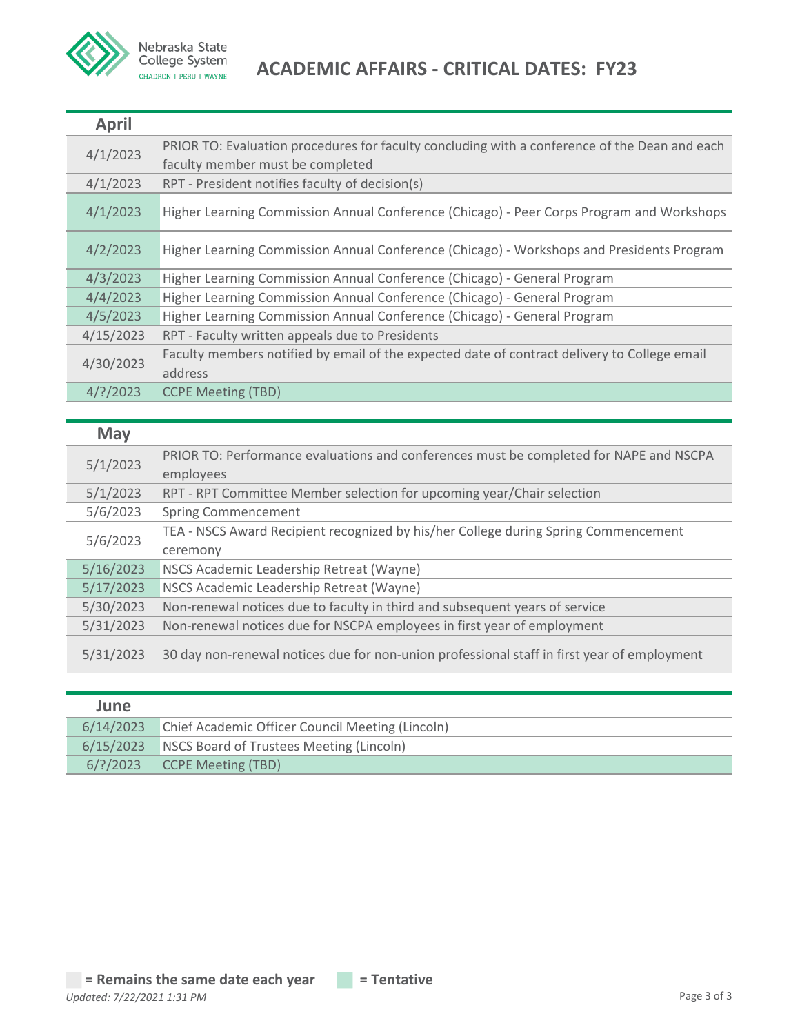# ACADEMIC AFFAIRS - CRITICAL DATES: FY23

## April

| | |
|---|---|
| 4/1/2023 | PRIOR TO: Evaluation procedures for faculty concluding with a conference of the Dean and each faculty member must be completed |
| 4/1/2023 | RPT - President notifies faculty of decision(s) |
| 4/1/2023 | Higher Learning Commission Annual Conference (Chicago) - Peer Corps Program and Workshops |
| 4/2/2023 | Higher Learning Commission Annual Conference (Chicago) - Workshops and Presidents Program |
| 4/3/2023 | Higher Learning Commission Annual Conference (Chicago) - General Program |
| 4/4/2023 | Higher Learning Commission Annual Conference (Chicago) - General Program |
| 4/5/2023 | Higher Learning Commission Annual Conference (Chicago) - General Program |
| 4/15/2023 | RPT - Faculty written appeals due to Presidents |
| 4/30/2023 | Faculty members notified by email of the expected date of contract delivery to College email address |
| 4/?/2023 | CCPE Meeting (TBD) |

## May

| | |
|---|---|
| 5/1/2023 | PRIOR TO: Performance evaluations and conferences must be completed for NAPE and NSCPA employees |
| 5/1/2023 | RPT - RPT Committee Member selection for upcoming year/Chair selection |
| 5/6/2023 | Spring Commencement |
| 5/6/2023 | TEA - NSCS Award Recipient recognized by his/her College during Spring Commencement ceremony |
| 5/16/2023 | NSCS Academic Leadership Retreat (Wayne) |
| 5/17/2023 | NSCS Academic Leadership Retreat (Wayne) |
| 5/30/2023 | Non-renewal notices due to faculty in third and subsequent years of service |
| 5/31/2023 | Non-renewal notices due for NSCPA employees in first year of employment |
| 5/31/2023 | 30 day non-renewal notices due for non-union professional staff in first year of employment |

## June

| | |
|---|---|
| 6/14/2023 | Chief Academic Officer Council Meeting (Lincoln) |
| 6/15/2023 | NSCS Board of Trustees Meeting (Lincoln) |
| 6/?/2023 | CCPE Meeting (TBD) |

**= Remains the same date each year** **= Tentative**

*Updated: 7/22/2021 1:31 PM*